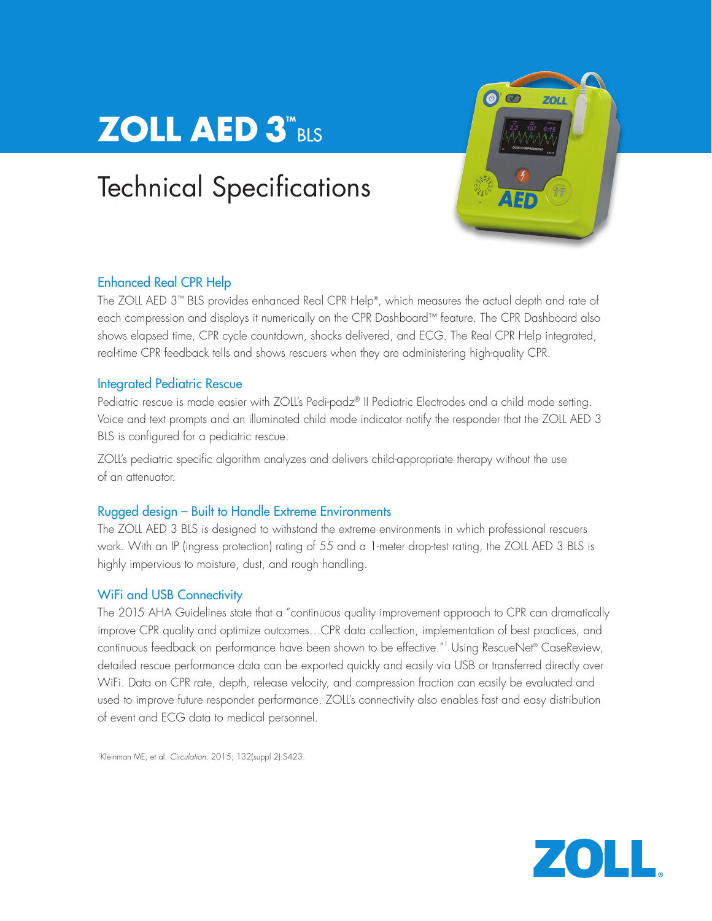# ZOLL AED 3™ BLS

## Technical Specifications

### Enhanced Real CPR Help

The ZOLL AED 3™ BLS provides enhanced Real CPR Help®, which measures the actual depth and rate of each compression and displays it numerically on the CPR Dashboard™ feature. The CPR Dashboard also shows elapsed time, CPR cycle countdown, shocks delivered, and ECG. The Real CPR Help integrated, real-time CPR feedback tells and shows rescuers when they are administering high-quality CPR.

### Integrated Pediatric Rescue

Pediatric rescue is made easier with ZOLL's Pedi-padz® II Pediatric Electrodes and a child mode setting. Voice and text prompts and an illuminated child mode indicator notify the responder that the ZOLL AED 3 BLS is configured for a pediatric rescue.

ZOLL's pediatric specific algorithm analyzes and delivers child-appropriate therapy without the use of an attenuator.

### Rugged design – Built to Handle Extreme Environments

The ZOLL AED 3 BLS is designed to withstand the extreme environments in which professional rescuers work. With an IP (ingress protection) rating of 55 and a 1-meter drop-test rating, the ZOLL AED 3 BLS is highly impervious to moisture, dust, and rough handling.

### WiFi and USB Connectivity

The 2015 AHA Guidelines state that a "continuous quality improvement approach to CPR can dramatically improve CPR quality and optimize outcomes…CPR data collection, implementation of best practices, and continuous feedback on performance have been shown to be effective."[1] Using RescueNet® CaseReview, detailed rescue performance data can be exported quickly and easily via USB or transferred directly over WiFi. Data on CPR rate, depth, release velocity, and compression fraction can easily be evaluated and used to improve future responder performance. ZOLL's connectivity also enables fast and easy distribution of event and ECG data to medical personnel.

[1] Kleinman ME, et al. *Circulation*. 2015; 132(suppl 2):S423.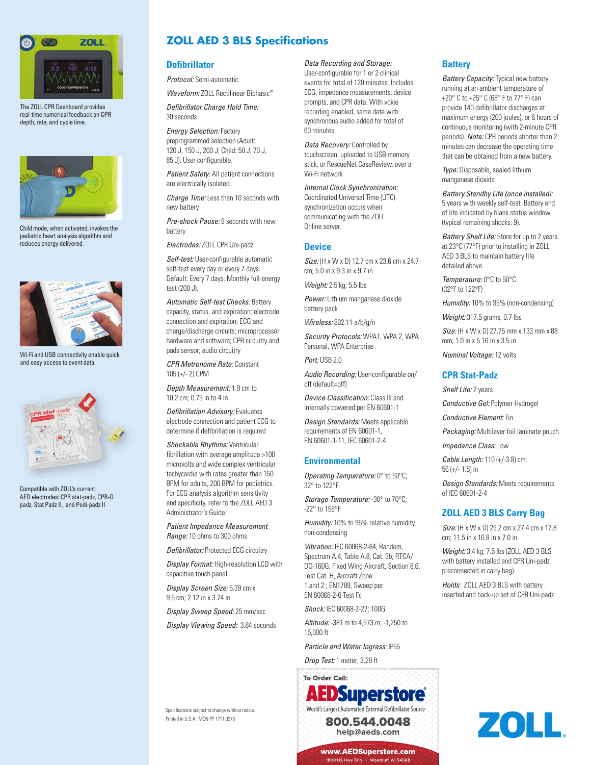The ZOLL CPR Dashboard provides real-time numerical feedback on CPR depth, rate, and cycle time.

Child mode, when activated, invokes the pediatric heart analysis algorithm and reduces energy delivered.

Wi-Fi and USB connectivity enable quick and easy access to event data.

Compatible with ZOLL's current AED electrodes: CPR stat-padz, CPR-D padz, Stat Padz II, and Pedi-padz II

# ZOLL AED 3 BLS Specifications

## Defibrillator

*Protocol:* Semi-automatic

*Waveform:* ZOLL Rectilinear Biphasic™

*Defibrillator Charge Hold Time:* 30 seconds

*Energy Selection:* Factory preprogrammed selection (Adult: 120 J, 150 J, 200 J; Child: 50 J, 70 J, 85 J). User configurable.

*Patient Safety:* All patient connections are electrically isolated.

*Charge Time:* Less than 10 seconds with new battery

*Pre-shock Pause:* 8 seconds with new battery

*Electrodes:* ZOLL CPR Uni-padz

*Self-test:* User-configurable automatic self-test every day or every 7 days. Default: Every 7 days. Monthly full-energy test (200 J).

*Automatic Self-test Checks:* Battery capacity, status, and expiration; electrode connection and expiration; ECG and charge/discharge circuits; microprocessor hardware and software; CPR circuitry and pads sensor; audio circuitry

*CPR Metronome Rate:* Constant 105 (+/- 2) CPM

*Depth Measurement:* 1.9 cm to 10.2 cm; 0.75 in to 4 in

*Defibrillation Advisory:* Evaluates electrode connection and patient ECG to determine if defibrillation is required

*Shockable Rhythms:* Ventricular fibrillation with average amplitude >100 microvolts and wide complex ventricular tachycardia with rates greater than 150 BPM for adults, 200 BPM for pediatrics. For ECG analysis algorithm sensitivity and specificity, refer to the ZOLL AED 3 Administrator's Guide.

*Patient Impedance Measurement Range:* 10 ohms to 300 ohms

*Defibrillator:* Protected ECG circuitry

*Display Format:* High-resolution LCD with capacitive touch panel

*Display Screen Size:* 5.39 cm x 9.5 cm; 2.12 in x 3.74 in

*Display Sweep Speed:* 25 mm/sec

*Display Viewing Speed:* 3.84 seconds

*Data Recording and Storage:* User-configurable for 1 or 2 clinical events for total of 120 minutes. Includes ECG, impedance measurements, device prompts, and CPR data. With voice recording enabled, same data with synchronous audio added for total of 60 minutes.

*Data Recovery:* Controlled by touchscreen, uploaded to USB memory stick, or RescueNet CaseReview, over a Wi-Fi network

*Internal Clock Synchronization:* Coordinated Universal Time (UTC) synchronization occurs when communicating with the ZOLL Online server.

## Device

*Size:* (H x W x D) 12.7 cm x 23.6 cm x 24.7 cm; 5.0 in x 9.3 in x 9.7 in

*Weight:* 2.5 kg; 5.5 lbs

*Power:* Lithium manganese dioxide battery pack

*Wireless:* 802.11 a/b/g/n

*Security Protocols:* WPA1, WPA 2, WPA Personal, WPA Enterprise

*Port:* USB 2.0

*Audio Recording:* User-configurable on/off (default=off)

*Device Classification:* Class III and internally powered per EN 60601-1

*Design Standards:* Meets applicable requirements of EN 60601-1, EN 60601-1-11, IEC 60601-2-4

## Environmental

*Operating Temperature:* 0° to 50°C; 32° to 122°F

*Storage Temperature:* -30° to 70°C; -22° to 158°F

*Humidity:* 10% to 95% relative humidity, non-condensing

*Vibration:* IEC 60068-2-64, Random, Spectrum A.4, Table A.8, Cat. 3b; RTCA/DO-160G, Fixed Wing Aircraft, Section 8.6, Test Cat. H, Aircraft Zone 1 and 2 ; EN1789, Sweep per EN 60068-2-6 Test Fc

*Shock:* IEC 60068-2-27; 100G

*Altitude:* -381 m to 4,573 m; -1,250 to 15,000 ft

*Particle and Water Ingress:* IP55

*Drop Test:* 1 meter; 3.28 ft

## Battery

*Battery Capacity:* Typical new battery running at an ambient temperature of +20° C to +25° C (68° F to 77° F) can provide 140 defibrillator discharges at maximum energy (200 joules), or 6 hours of continuous monitoring (with 2-minute CPR periods). *Note:* CPR periods shorter than 2 minutes can decrease the operating time that can be obtained from a new battery.

*Type:* Disposable, sealed lithium manganese dioxide

*Battery Standby Life (once installed):* 5 years with weekly self-test. Battery end of life indicated by blank status window (typical remaining shocks: 9).

*Battery Shelf Life:* Store for up to 2 years at 23°C (77°F) prior to installing in ZOLL AED 3 BLS to maintain battery life detailed above.

*Temperature:* 0°C to 50°C (32°F to 122°F)

*Humidity:* 10% to 95% (non-condensing)

*Weight:* 317.5 grams; 0.7 lbs

*Size:* (H x W x D) 27.75 mm x 133 mm x 88 mm; 1.0 in x 5.16 in x 3.5 in

*Nominal Voltage:* 12 volts

## CPR Stat-Padz

*Shelf Life:* 2 years

*Conductive Gel:* Polymer Hydrogel

*Conductive Element:* Tin

*Packaging:* Multilayer foil laminate pouch

*Impedance Class:* Low

*Cable Length:* 110 (+/-3.8) cm; 56 (+/- 1.5) in

*Design Standards:* Meets requirements of IEC 60601-2-4

## ZOLL AED 3 BLS Carry Bag

*Size:* (H x W x D) 29.2 cm x 27.4 cm x 17.8 cm; 11.5 in x 10.8 in x 7.0 in

*Weight:* 3.4 kg; 7.5 lbs (ZOLL AED 3 BLS with battery installed and CPR Uni-padz preconnected in carry bag)

*Holds:* ZOLL AED 3 BLS with battery inserted and back-up set of CPR Uni-padz

Specifications subject to change without notice.
Printed in U.S.A. MCN PP 1711 0276

To Order Call:
AEDSuperstore®
World's Largest Automated External Defibrillator Source
800.544.0048
help@aeds.com
www.AEDSuperstore.com
1800 US Hwy 51 N | Woodruff, WI 54568

ZOLL®